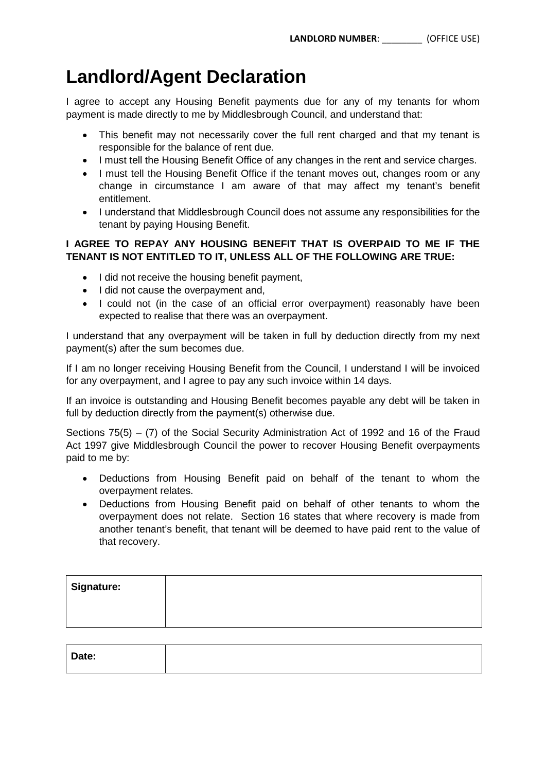**LANDLORD NUMBER**: ________ (OFFICE USE)

# Landlord/Agent Declaration

I agree to accept any Housing Benefit payments due for any of my tenants for whom payment is made directly to me by Middlesbrough Council, and understand that:

- This benefit may not necessarily cover the full rent charged and that my tenant is responsible for the balance of rent due.
- I must tell the Housing Benefit Office of any changes in the rent and service charges.
- I must tell the Housing Benefit Office if the tenant moves out, changes room or any change in circumstance I am aware of that may affect my tenant's benefit entitlement.
- I understand that Middlesbrough Council does not assume any responsibilities for the tenant by paying Housing Benefit.

**I AGREE TO REPAY ANY HOUSING BENEFIT THAT IS OVERPAID TO ME IF THE TENANT IS NOT ENTITLED TO IT, UNLESS ALL OF THE FOLLOWING ARE TRUE:**

- I did not receive the housing benefit payment,
- I did not cause the overpayment and,
- I could not (in the case of an official error overpayment) reasonably have been expected to realise that there was an overpayment.

I understand that any overpayment will be taken in full by deduction directly from my next payment(s) after the sum becomes due.

If I am no longer receiving Housing Benefit from the Council, I understand I will be invoiced for any overpayment, and I agree to pay any such invoice within 14 days.

If an invoice is outstanding and Housing Benefit becomes payable any debt will be taken in full by deduction directly from the payment(s) otherwise due.

Sections 75(5) – (7) of the Social Security Administration Act of 1992 and 16 of the Fraud Act 1997 give Middlesbrough Council the power to recover Housing Benefit overpayments paid to me by:

- Deductions from Housing Benefit paid on behalf of the tenant to whom the overpayment relates.
- Deductions from Housing Benefit paid on behalf of other tenants to whom the overpayment does not relate. Section 16 states that where recovery is made from another tenant's benefit, that tenant will be deemed to have paid rent to the value of that recovery.

| **Signature:** | |
| --- | --- |

| **Date:** | |
| --- | --- |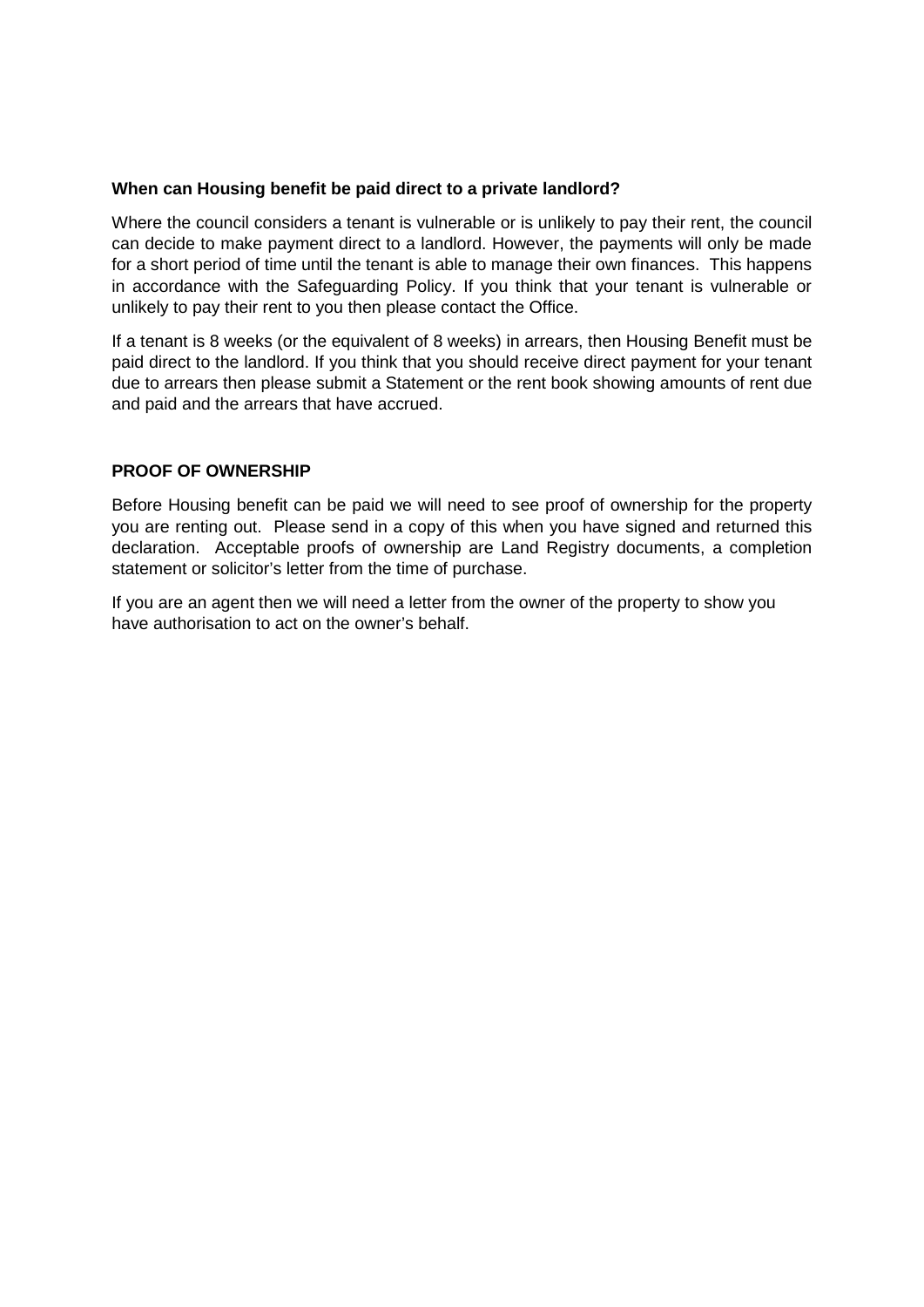**When can Housing benefit be paid direct to a private landlord?**

Where the council considers a tenant is vulnerable or is unlikely to pay their rent, the council can decide to make payment direct to a landlord. However, the payments will only be made for a short period of time until the tenant is able to manage their own finances. This happens in accordance with the Safeguarding Policy. If you think that your tenant is vulnerable or unlikely to pay their rent to you then please contact the Office.

If a tenant is 8 weeks (or the equivalent of 8 weeks) in arrears, then Housing Benefit must be paid direct to the landlord. If you think that you should receive direct payment for your tenant due to arrears then please submit a Statement or the rent book showing amounts of rent due and paid and the arrears that have accrued.

**PROOF OF OWNERSHIP**

Before Housing benefit can be paid we will need to see proof of ownership for the property you are renting out. Please send in a copy of this when you have signed and returned this declaration. Acceptable proofs of ownership are Land Registry documents, a completion statement or solicitor's letter from the time of purchase.

If you are an agent then we will need a letter from the owner of the property to show you have authorisation to act on the owner's behalf.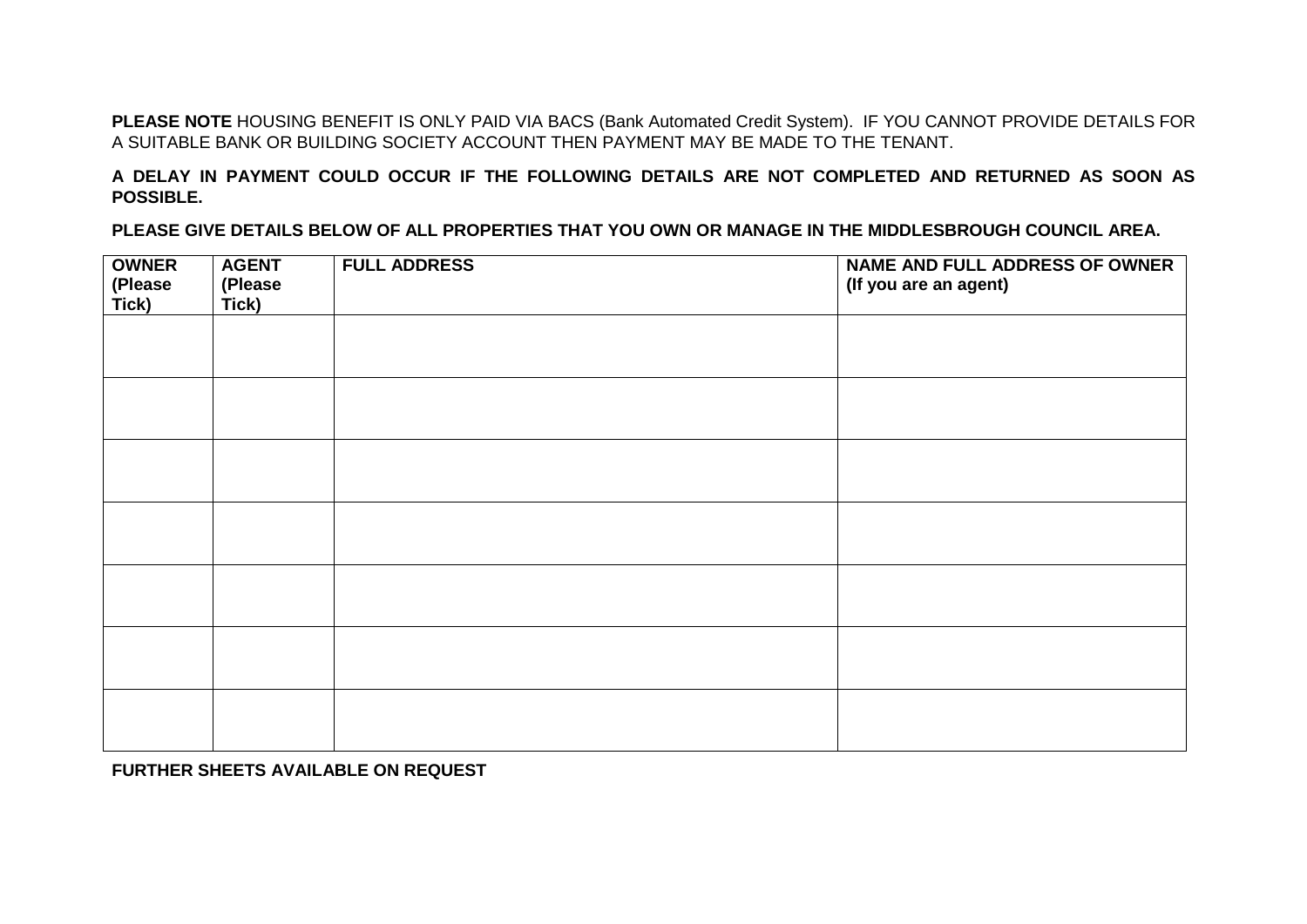**PLEASE NOTE** HOUSING BENEFIT IS ONLY PAID VIA BACS (Bank Automated Credit System). IF YOU CANNOT PROVIDE DETAILS FOR A SUITABLE BANK OR BUILDING SOCIETY ACCOUNT THEN PAYMENT MAY BE MADE TO THE TENANT.

**A DELAY IN PAYMENT COULD OCCUR IF THE FOLLOWING DETAILS ARE NOT COMPLETED AND RETURNED AS SOON AS POSSIBLE.**

**PLEASE GIVE DETAILS BELOW OF ALL PROPERTIES THAT YOU OWN OR MANAGE IN THE MIDDLESBROUGH COUNCIL AREA.**

| **OWNER (Please Tick)** | **AGENT (Please Tick)** | **FULL ADDRESS** | **NAME AND FULL ADDRESS OF OWNER (If you are an agent)** |
|---|---|---|---|
| | | | |
| | | | |
| | | | |
| | | | |
| | | | |
| | | | |
| | | | |

**FURTHER SHEETS AVAILABLE ON REQUEST**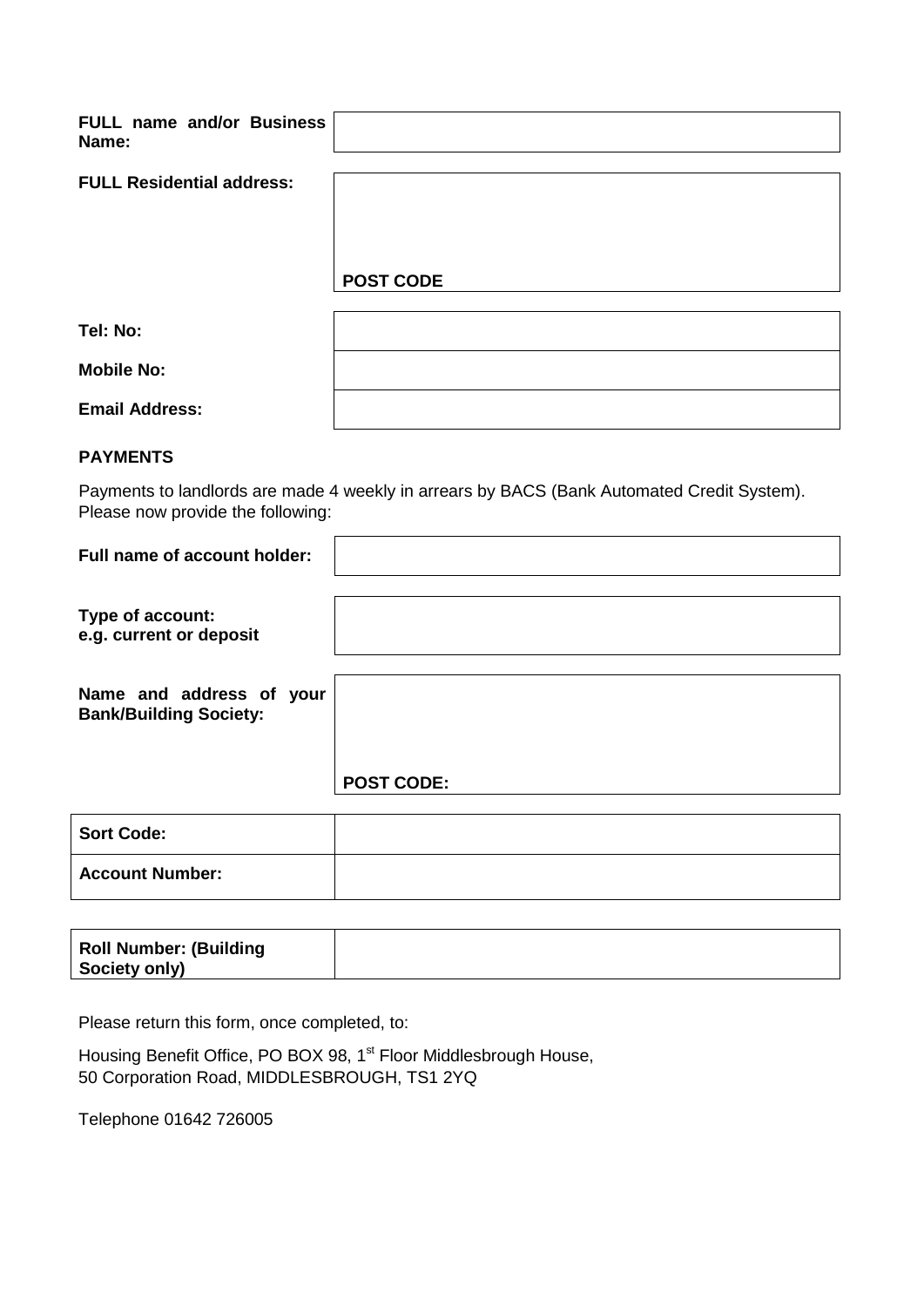| | |
|---|---|
| **FULL name and/or Business Name:** | |
| **FULL Residential address:** | **POST CODE** |
| **Tel: No:** | |
| **Mobile No:** | |
| **Email Address:** | |

**PAYMENTS**

Payments to landlords are made 4 weekly in arrears by BACS (Bank Automated Credit System). Please now provide the following:

| | |
|---|---|
| **Full name of account holder:** | |
| **Type of account:**<br>**e.g. current or deposit** | |
| **Name and address of your Bank/Building Society:** | **POST CODE:** |

| | |
|---|---|
| **Sort Code:** | |
| **Account Number:** | |

| | |
|---|---|
| **Roll Number: (Building Society only)** | |

Please return this form, once completed, to:

Housing Benefit Office, PO BOX 98, 1st Floor Middlesbrough House,
50 Corporation Road, MIDDLESBROUGH, TS1 2YQ

Telephone 01642 726005